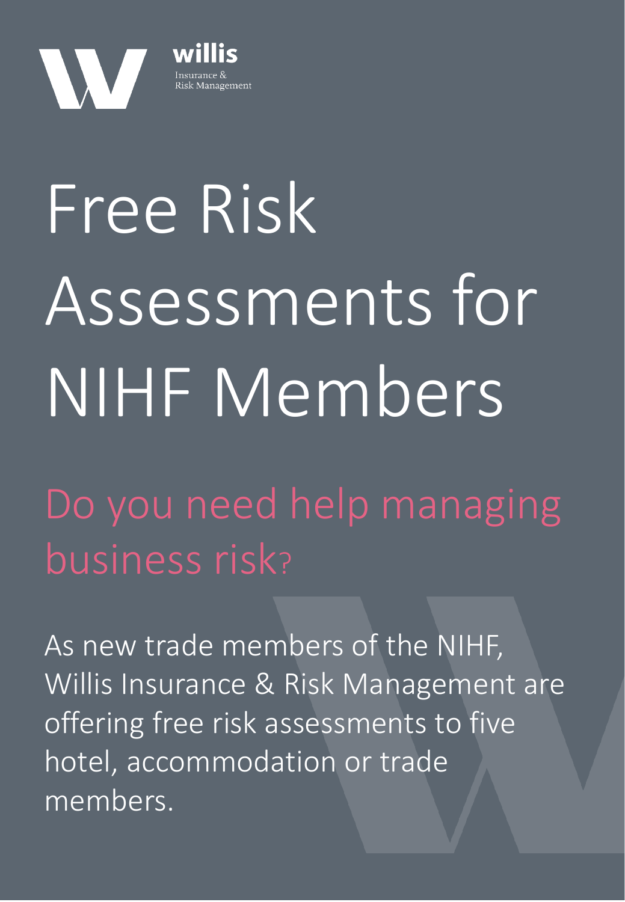willis

Insurance & Risk Management

# Free Risk Assessments for NIHF Members

## Do you need help managing business risk?

As new trade members of the NIHF, Willis Insurance & Risk Management are offering free risk assessments to five hotel, accommodation or trade members.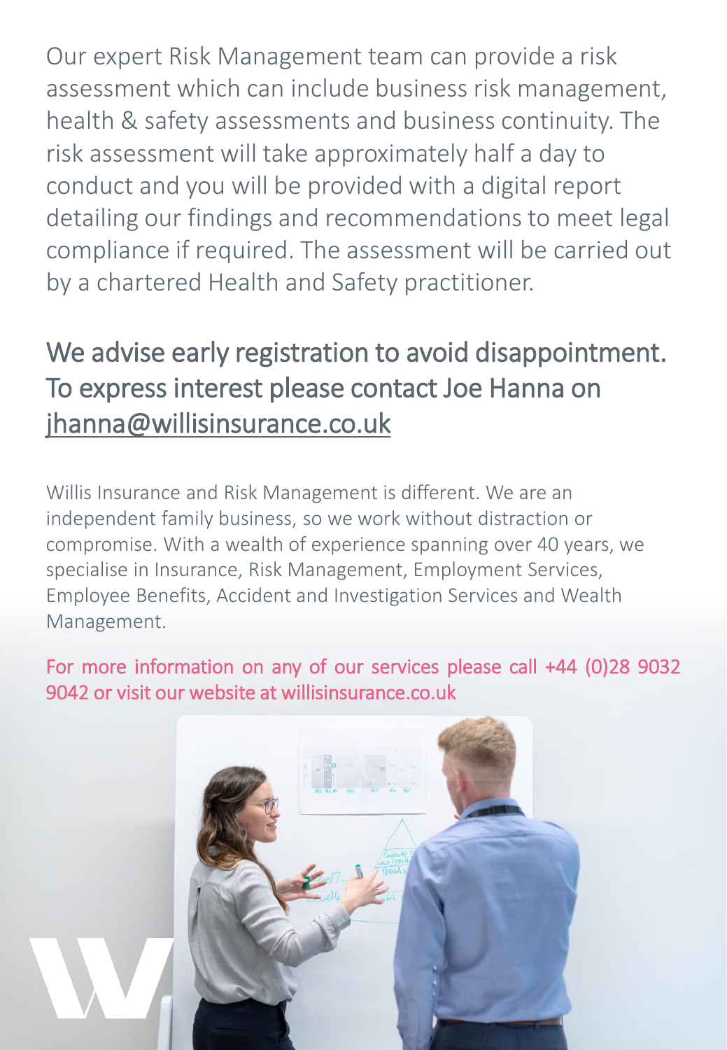Our expert Risk Management team can provide a risk assessment which can include business risk management, health & safety assessments and business continuity. The risk assessment will take approximately half a day to conduct and you will be provided with a digital report detailing our findings and recommendations to meet legal compliance if required. The assessment will be carried out by a chartered Health and Safety practitioner.

## We advise early registration to avoid disappointment. To express interest please contact Joe Hanna on jhanna@willisinsurance.co.uk

Willis Insurance and Risk Management is different. We are an independent family business, so we work without distraction or compromise. With a wealth of experience spanning over 40 years, we specialise in Insurance, Risk Management, Employment Services, Employee Benefits, Accident and Investigation Services and Wealth Management.

For more information on any of our services please call +44 (0)28 9032 9042 or visit our website at willisinsurance.co.uk